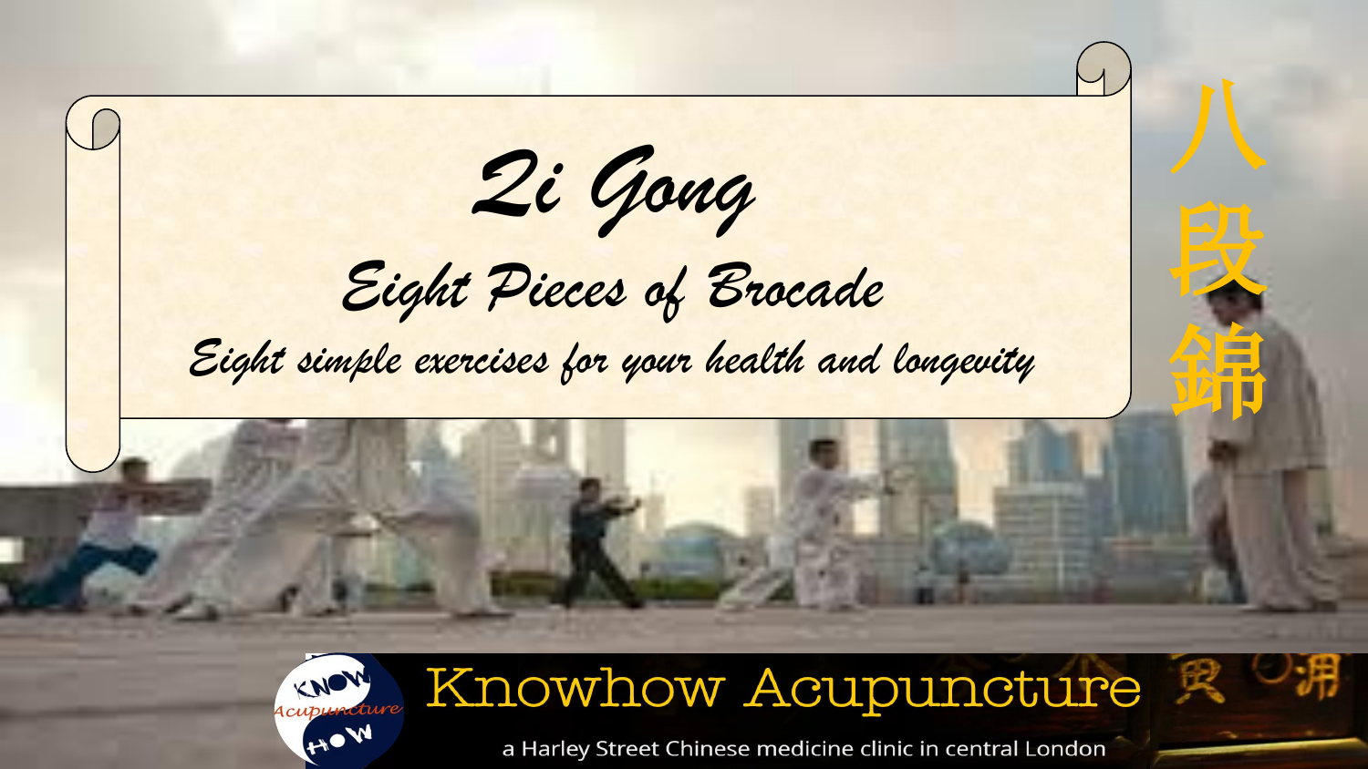# Qi Gong

## Eight Pieces of Brocade

*Eight simple exercises for your health and longevity*

八段錦

Knowhow Acupuncture

a Harley Street Chinese medicine clinic in central London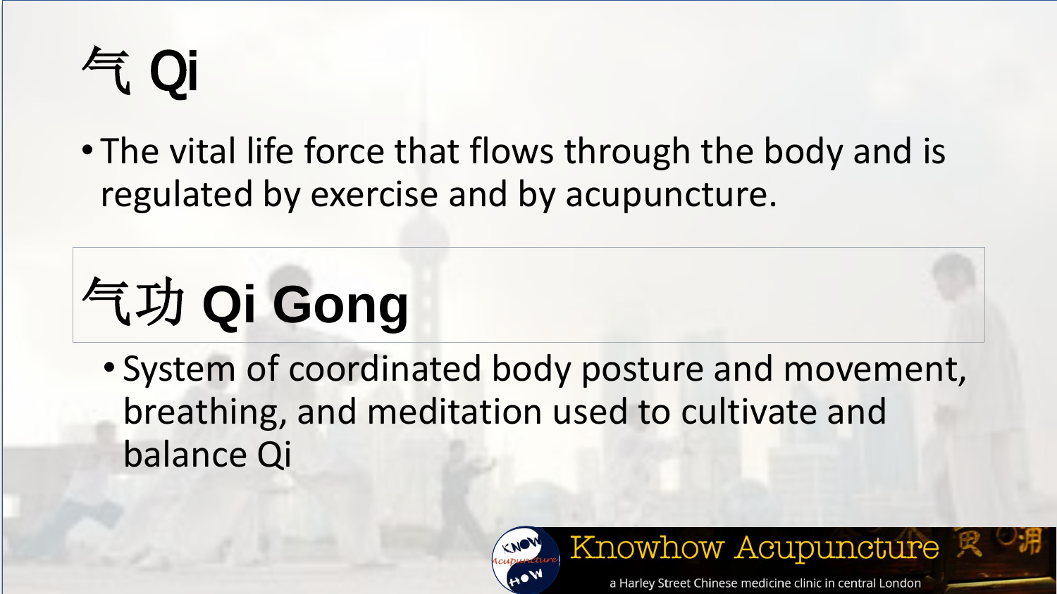# 气 Qi

- The vital life force that flows through the body and is regulated by exercise and by acupuncture.

# 气功 Qi Gong

- System of coordinated body posture and movement, breathing, and meditation used to cultivate and balance Qi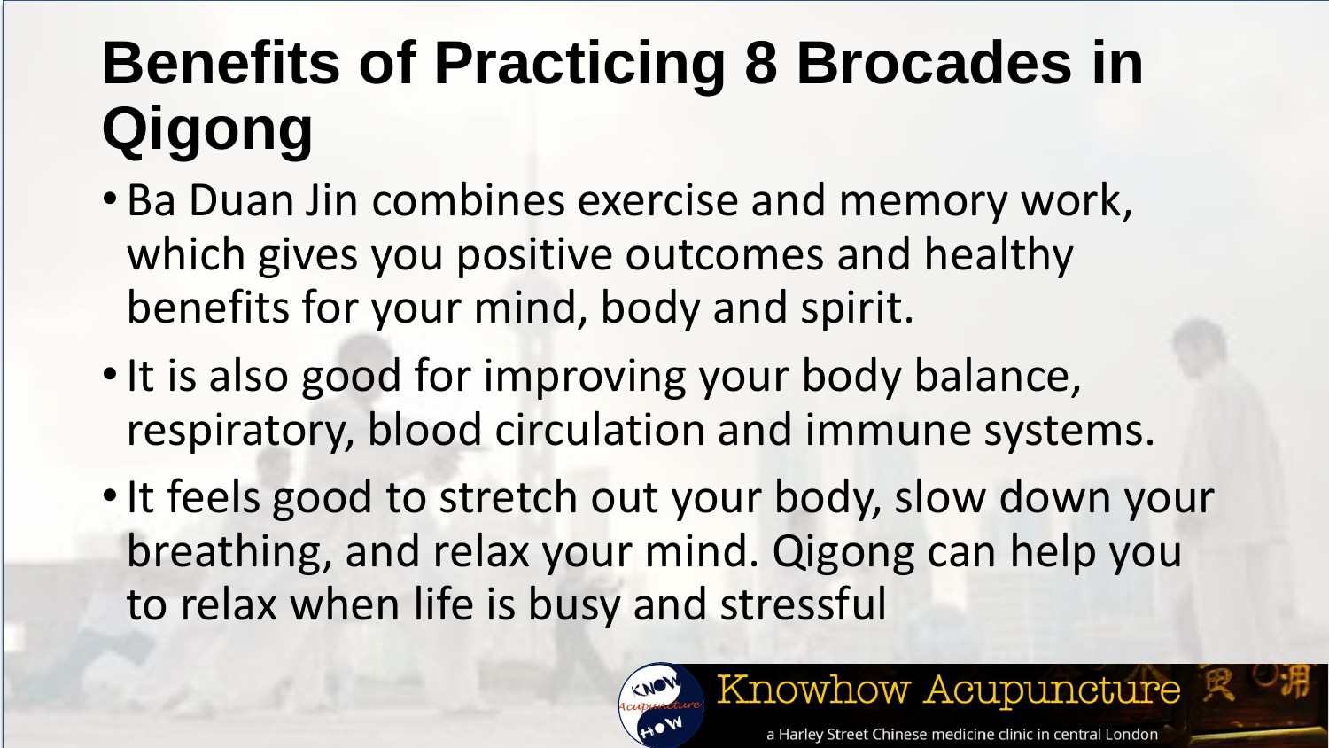# Benefits of Practicing 8 Brocades in Qigong

- Ba Duan Jin combines exercise and memory work, which gives you positive outcomes and healthy benefits for your mind, body and spirit.
- It is also good for improving your body balance, respiratory, blood circulation and immune systems.
- It feels good to stretch out your body, slow down your breathing, and relax your mind. Qigong can help you to relax when life is busy and stressful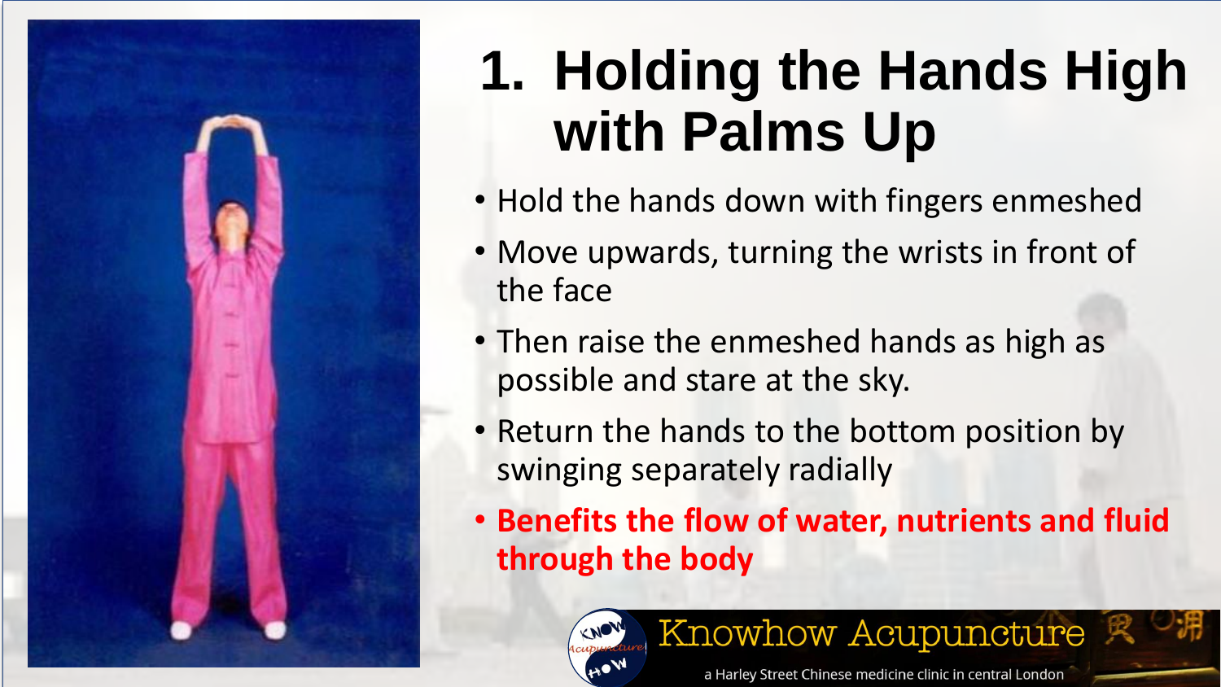# 1. Holding the Hands High with Palms Up

- Hold the hands down with fingers enmeshed
- Move upwards, turning the wrists in front of the face
- Then raise the enmeshed hands as high as possible and stare at the sky.
- Return the hands to the bottom position by swinging separately radially
- **Benefits the flow of water, nutrients and fluid through the body**

Knowhow Acupuncture

a Harley Street Chinese medicine clinic in central London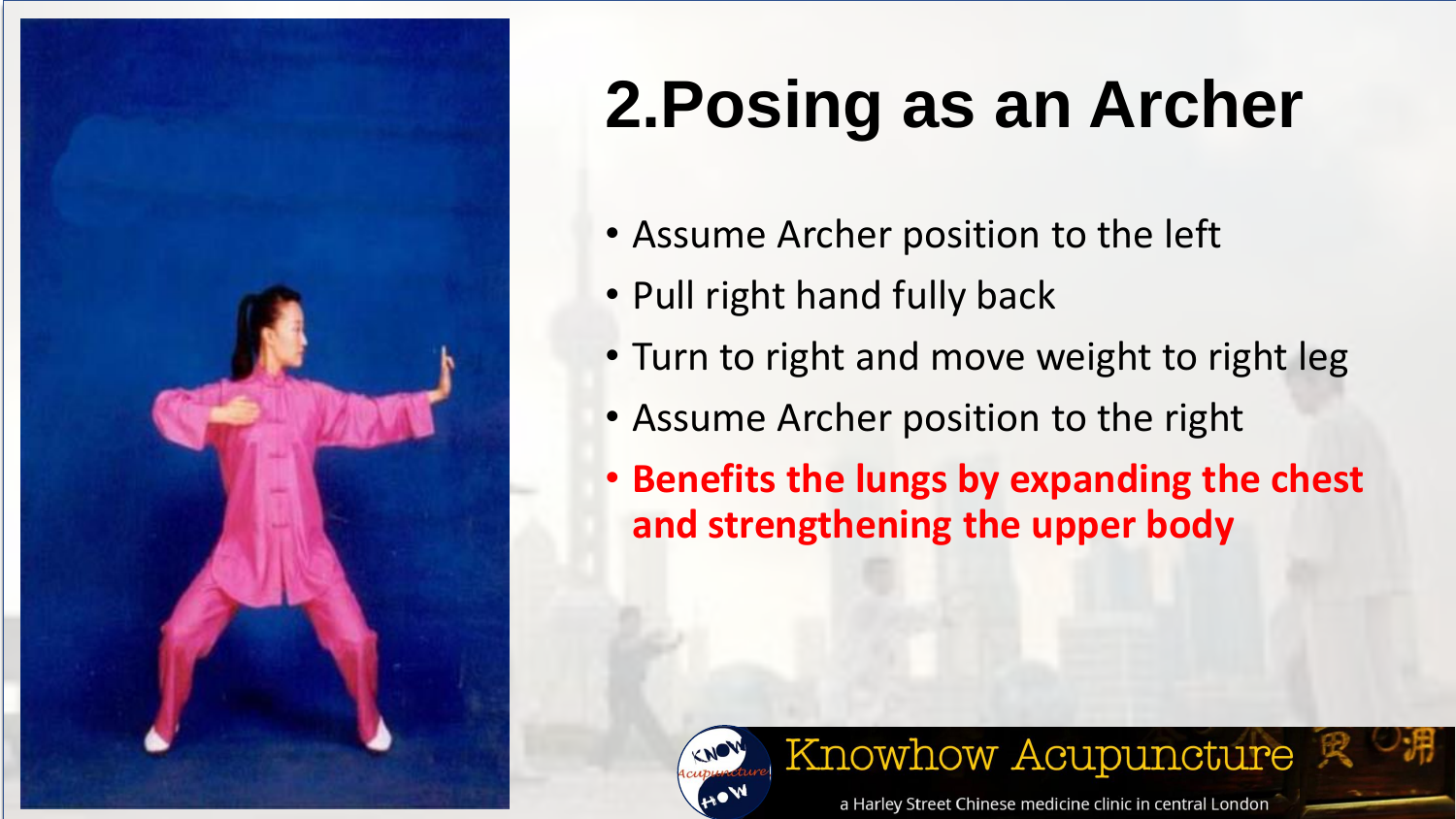# 2.Posing as an Archer

- Assume Archer position to the left
- Pull right hand fully back
- Turn to right and move weight to right leg
- Assume Archer position to the right
- **Benefits the lungs by expanding the chest and strengthening the upper body**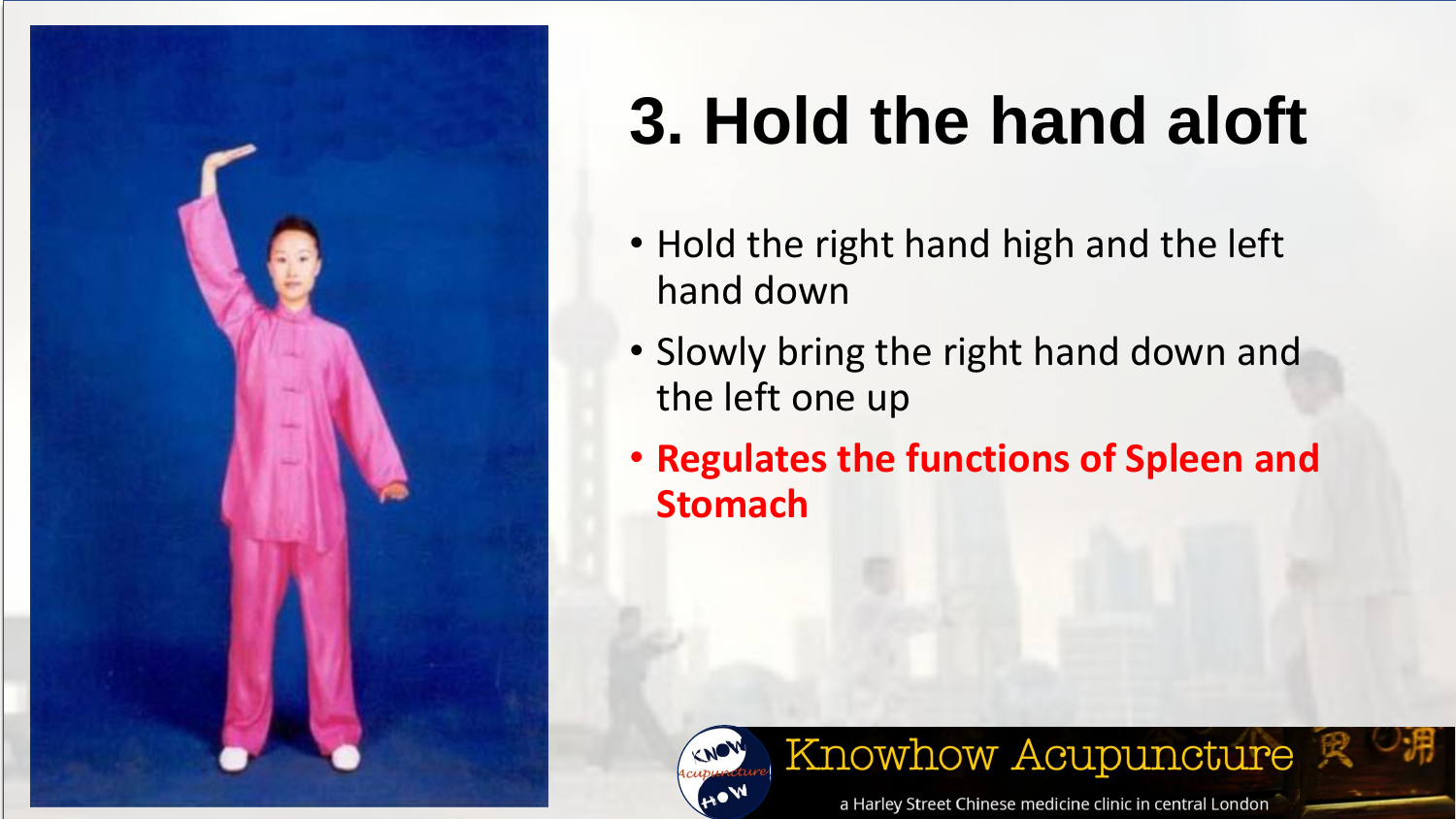# 3. Hold the hand aloft

- Hold the right hand high and the left hand down
- Slowly bring the right hand down and the left one up
- **Regulates the functions of Spleen and Stomach**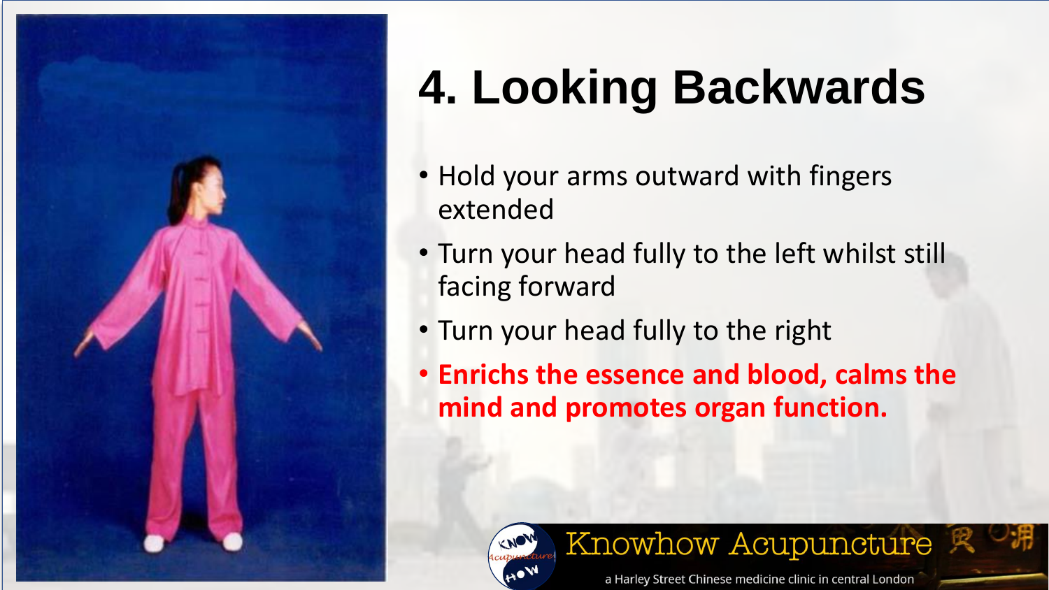# 4. Looking Backwards

- Hold your arms outward with fingers extended
- Turn your head fully to the left whilst still facing forward
- Turn your head fully to the right
- **Enrichs the essence and blood, calms the mind and promotes organ function.**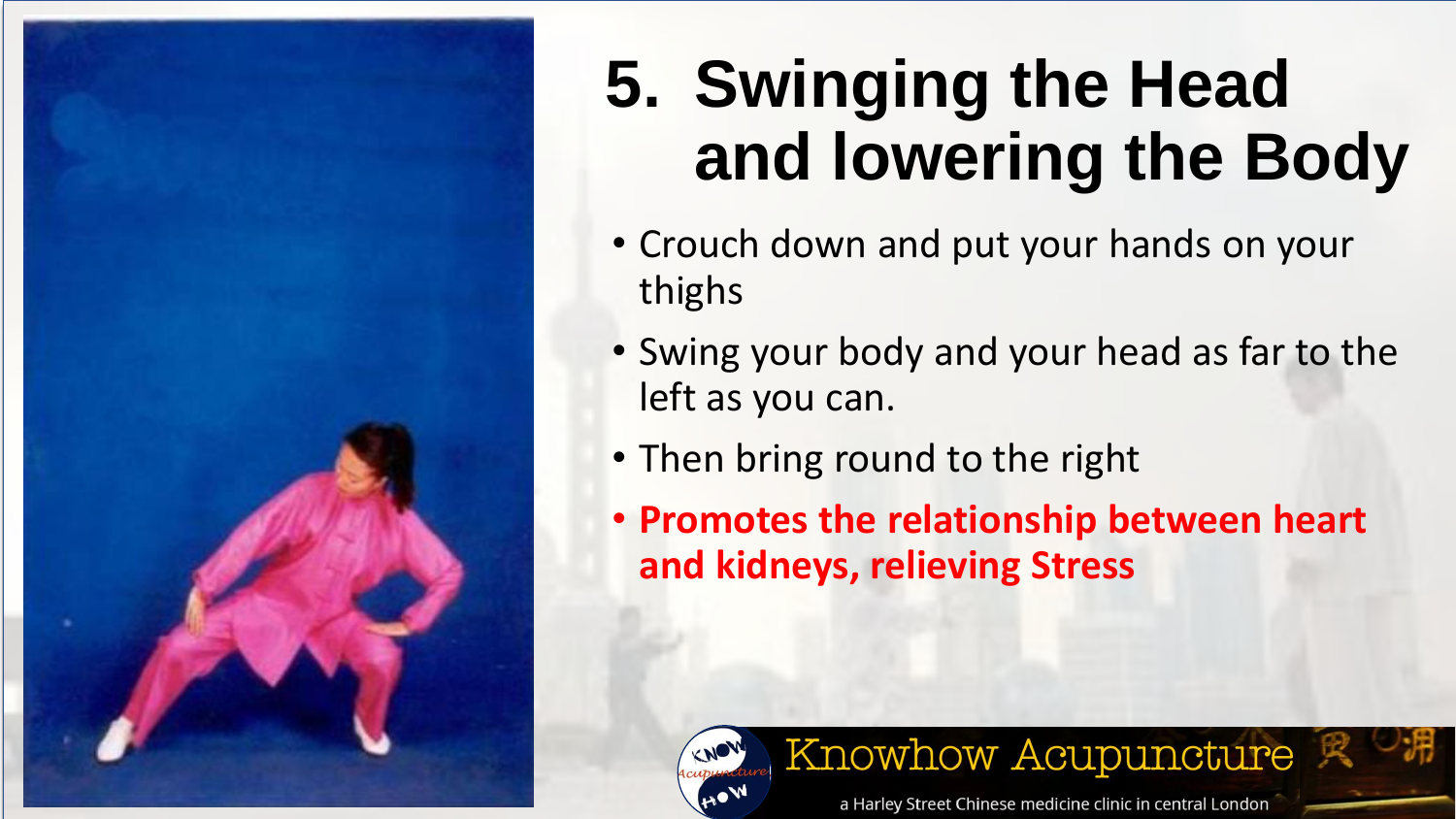# 5. Swinging the Head and lowering the Body

- Crouch down and put your hands on your thighs
- Swing your body and your head as far to the left as you can.
- Then bring round to the right
- **Promotes the relationship between heart and kidneys, relieving Stress**

Knowhow Acupuncture

a Harley Street Chinese medicine clinic in central London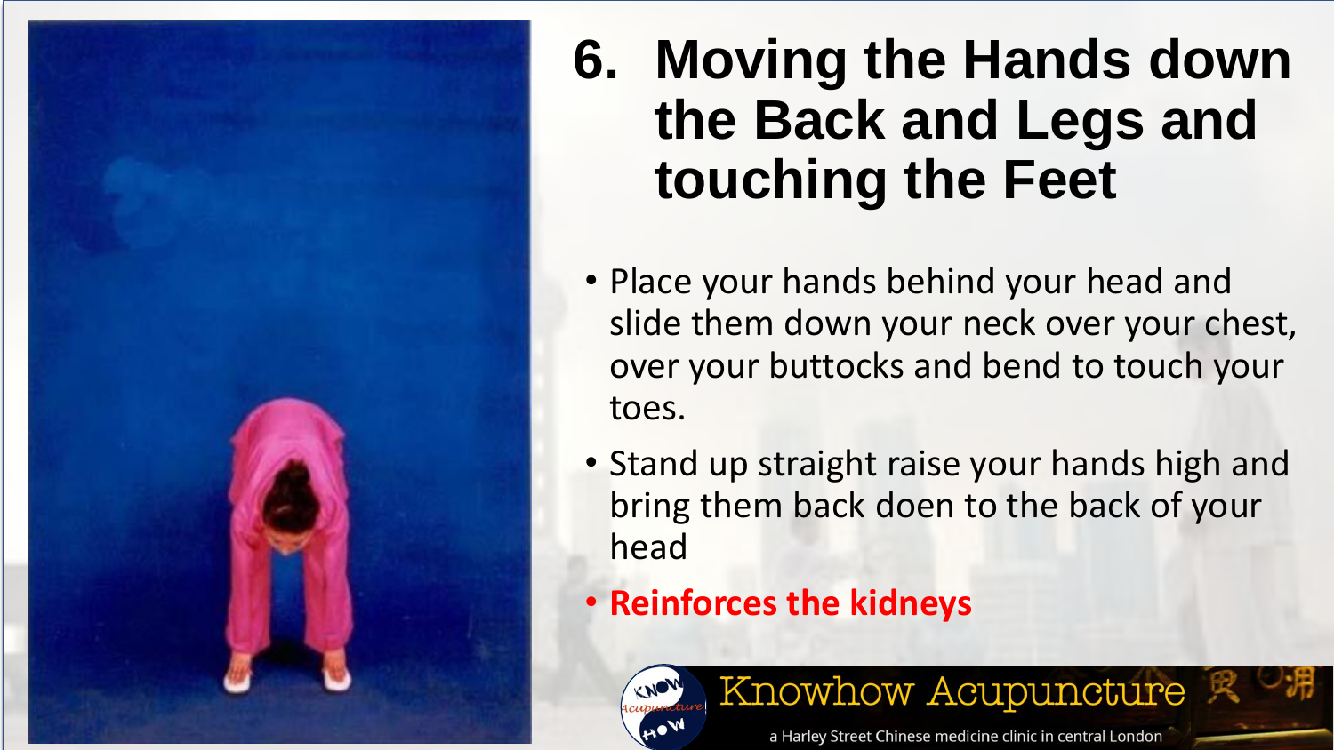# 6. Moving the Hands down the Back and Legs and touching the Feet

- Place your hands behind your head and slide them down your neck over your chest, over your buttocks and bend to touch your toes.
- Stand up straight raise your hands high and bring them back doen to the back of your head
- **Reinforces the kidneys**

Knowhow Acupuncture

a Harley Street Chinese medicine clinic in central London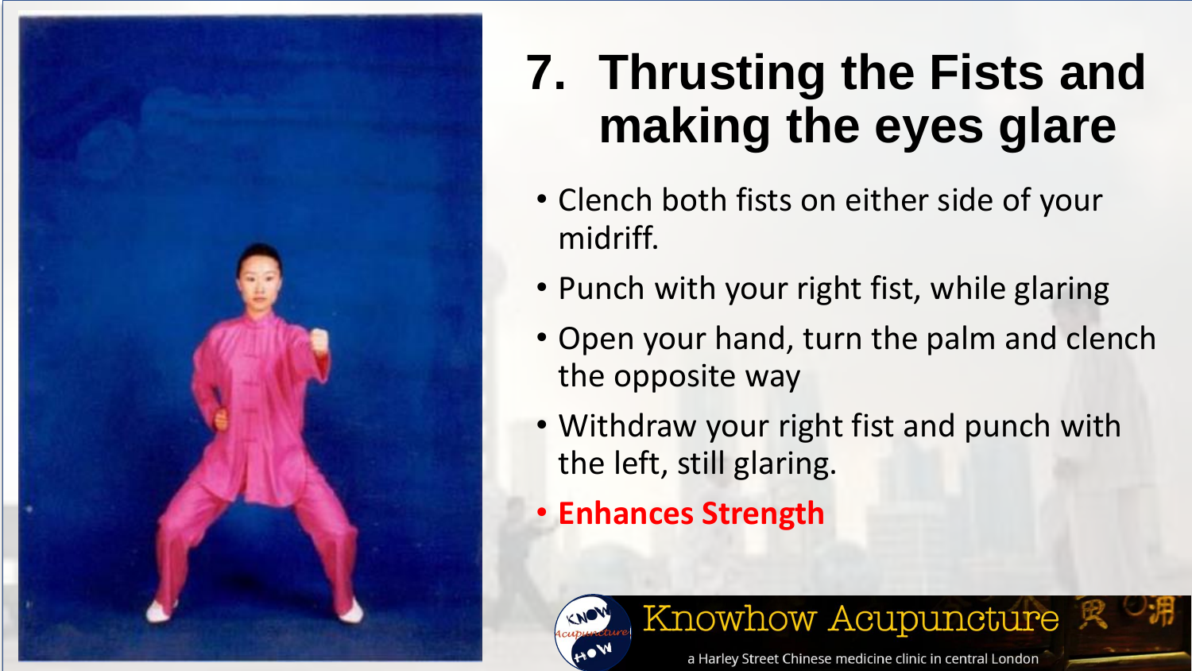# 7. Thrusting the Fists and making the eyes glare

- Clench both fists on either side of your midriff.
- Punch with your right fist, while glaring
- Open your hand, turn the palm and clench the opposite way
- Withdraw your right fist and punch with the left, still glaring.
- **Enhances Strength**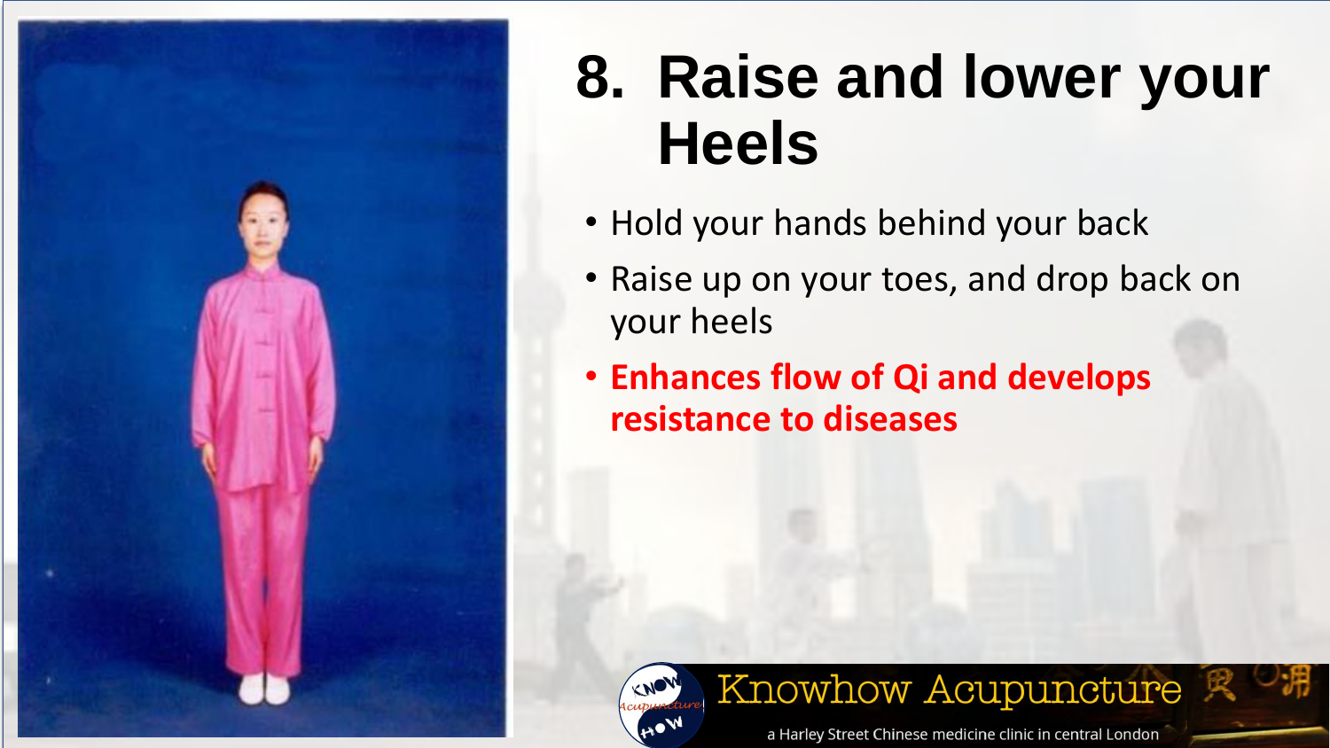# 8. Raise and lower your Heels

- Hold your hands behind your back
- Raise up on your toes, and drop back on your heels
- **Enhances flow of Qi and develops resistance to diseases**

Knowhow Acupuncture

a Harley Street Chinese medicine clinic in central London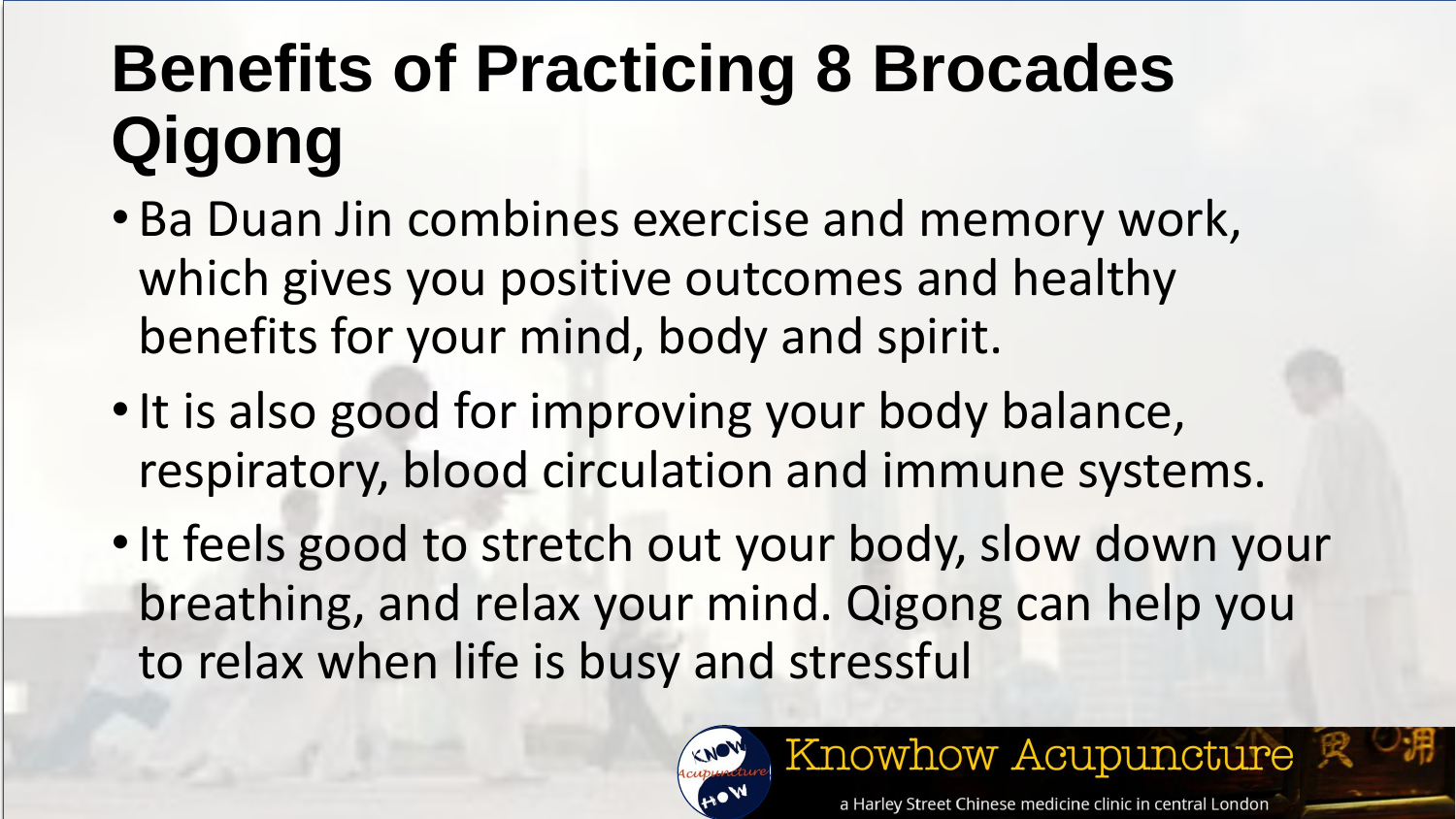# Benefits of Practicing 8 Brocades Qigong

- Ba Duan Jin combines exercise and memory work, which gives you positive outcomes and healthy benefits for your mind, body and spirit.
- It is also good for improving your body balance, respiratory, blood circulation and immune systems.
- It feels good to stretch out your body, slow down your breathing, and relax your mind. Qigong can help you to relax when life is busy and stressful

Knowhow Acupuncture

a Harley Street Chinese medicine clinic in central London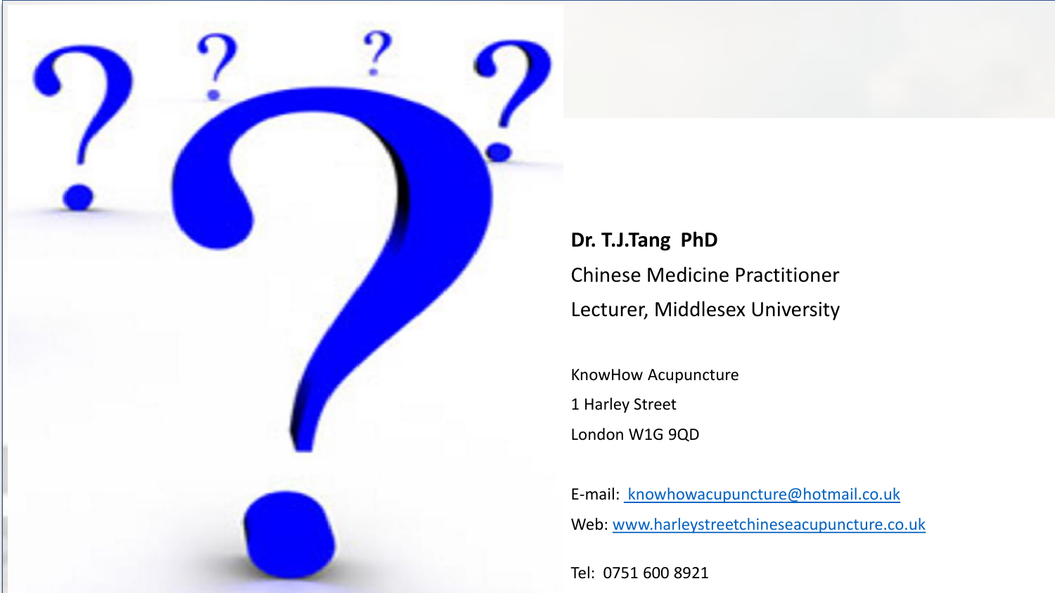**Dr. T.J.Tang PhD**

Chinese Medicine Practitioner

Lecturer, Middlesex University

KnowHow Acupuncture

1 Harley Street

London W1G 9QD

E-mail: knowhowacupuncture@hotmail.co.uk

Web: www.harleystreetchineseacupuncture.co.uk

Tel: 0751 600 8921